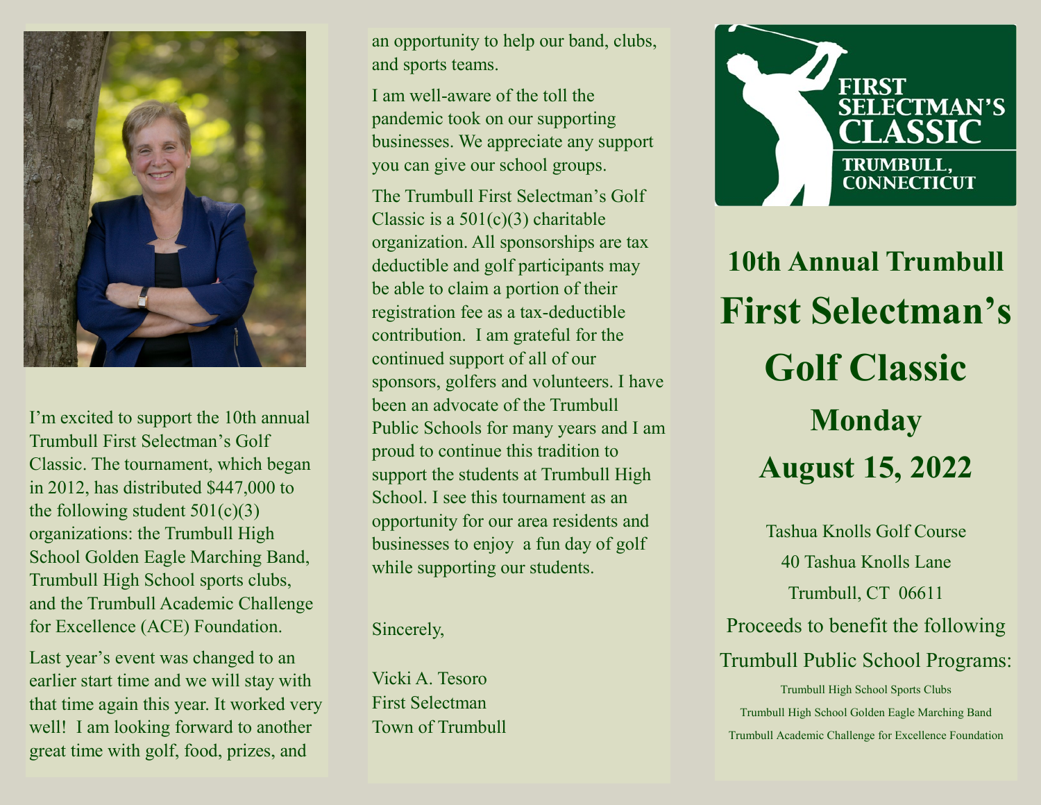I'm excited to support the 10th annual Trumbull First Selectman's Golf Classic. The tournament, which began in 2012, has distributed $447,000 to the following student 501(c)(3) organizations: the Trumbull High School Golden Eagle Marching Band, Trumbull High School sports clubs, and the Trumbull Academic Challenge for Excellence (ACE) Foundation.

Last year's event was changed to an earlier start time and we will stay with that time again this year. It worked very well! I am looking forward to another great time with golf, food, prizes, and an opportunity to help our band, clubs, and sports teams.

I am well-aware of the toll the pandemic took on our supporting businesses. We appreciate any support you can give our school groups.

The Trumbull First Selectman's Golf Classic is a 501(c)(3) charitable organization. All sponsorships are tax deductible and golf participants may be able to claim a portion of their registration fee as a tax-deductible contribution. I am grateful for the continued support of all of our sponsors, golfers and volunteers. I have been an advocate of the Trumbull Public Schools for many years and I am proud to continue this tradition to support the students at Trumbull High School. I see this tournament as an opportunity for our area residents and businesses to enjoy a fun day of golf while supporting our students.

Sincerely,

Vicki A. Tesoro
First Selectman
Town of Trumbull

FIRST SELECTMAN'S CLASSIC
TRUMBULL, CONNECTICUT

# 10th Annual Trumbull First Selectman's Golf Classic

## Monday August 15, 2022

Tashua Knolls Golf Course
40 Tashua Knolls Lane
Trumbull, CT 06611

Proceeds to benefit the following Trumbull Public School Programs:

Trumbull High School Sports Clubs
Trumbull High School Golden Eagle Marching Band
Trumbull Academic Challenge for Excellence Foundation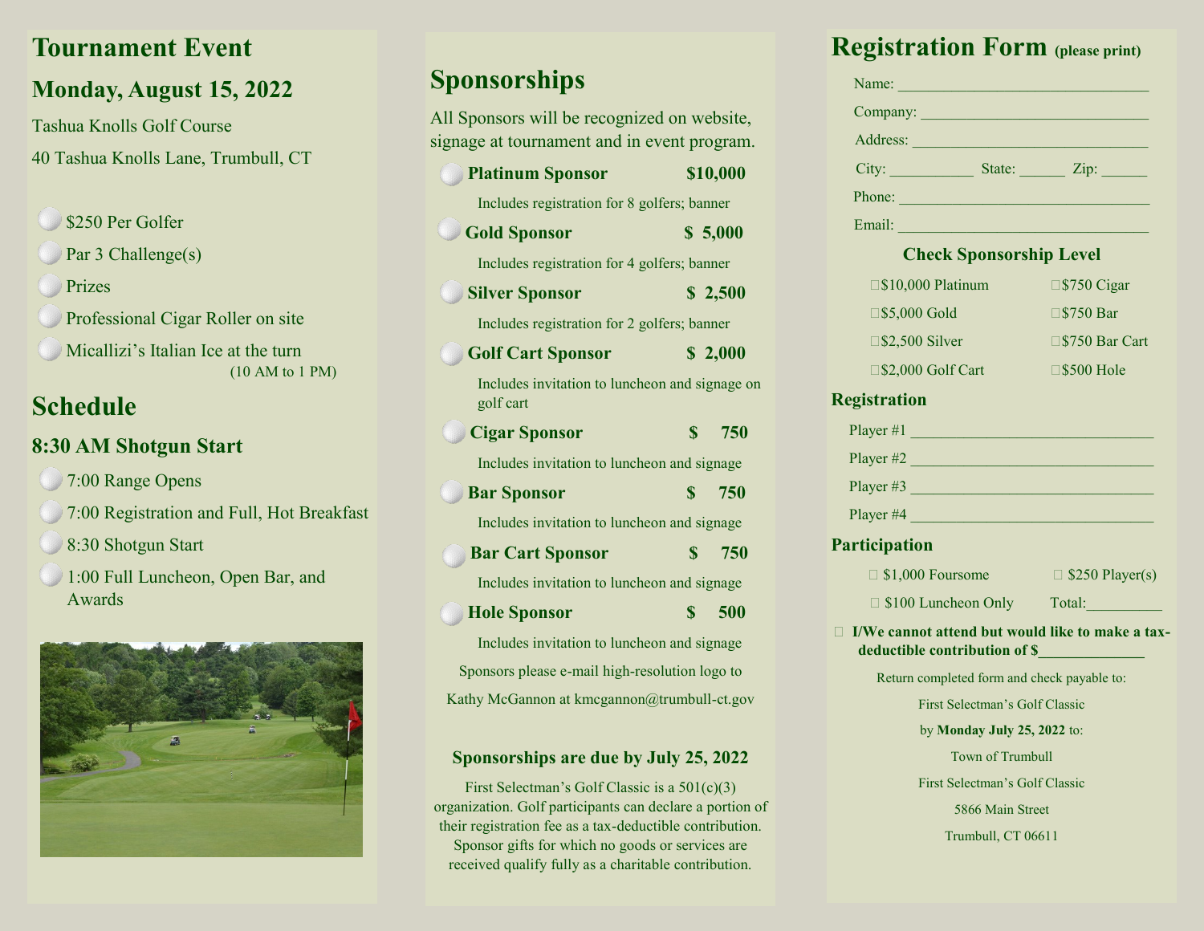## Tournament Event

### Monday, August 15, 2022

Tashua Knolls Golf Course

40 Tashua Knolls Lane, Trumbull, CT

- $250 Per Golfer
- Par 3 Challenge(s)
- Prizes
- Professional Cigar Roller on site
- Micallizi's Italian Ice at the turn (10 AM to 1 PM)

## Schedule

### 8:30 AM Shotgun Start

- 7:00 Range Opens
- 7:00 Registration and Full, Hot Breakfast
- 8:30 Shotgun Start
- 1:00 Full Luncheon, Open Bar, and Awards

## Sponsorships

All Sponsors will be recognized on website, signage at tournament and in event program.

- **Platinum Sponsor** **$10,000**
  Includes registration for 8 golfers; banner
- **Gold Sponsor** **$ 5,000**
  Includes registration for 4 golfers; banner
- **Silver Sponsor** **$ 2,500**
  Includes registration for 2 golfers; banner
- **Golf Cart Sponsor** **$ 2,000**
  Includes invitation to luncheon and signage on golf cart
- **Cigar Sponsor** **$ 750**
  Includes invitation to luncheon and signage
- **Bar Sponsor** **$ 750**
  Includes invitation to luncheon and signage
- **Bar Cart Sponsor** **$ 750**
  Includes invitation to luncheon and signage
- **Hole Sponsor** **$ 500**
  Includes invitation to luncheon and signage

Sponsors please e-mail high-resolution logo to

Kathy McGannon at kmcgannon@trumbull-ct.gov

**Sponsorships are due by July 25, 2022**

First Selectman's Golf Classic is a 501(c)(3) organization. Golf participants can declare a portion of their registration fee as a tax-deductible contribution. Sponsor gifts for which no goods or services are received qualify fully as a charitable contribution.

## Registration Form (please print)

Name: ______________________________

Company: ______________________________

Address: ______________________________

City: __________ State: ______ Zip: ______

Phone: ______________________________

Email: ______________________________

### Check Sponsorship Level

- ☐ $10,000 Platinum
- ☐ $5,000 Gold
- ☐ $2,500 Silver
- ☐ $2,000 Golf Cart
- ☐ $750 Cigar
- ☐ $750 Bar
- ☐ $750 Bar Cart
- ☐ $500 Hole

### Registration

Player #1 ______________________________

Player #2 ______________________________

Player #3 ______________________________

Player #4 ______________________________

### Participation

- ☐ $1,000 Foursome
- ☐ $250 Player(s)
- ☐ $100 Luncheon Only

Total:__________

☐ **I/We cannot attend but would like to make a tax-deductible contribution of $____________**

Return completed form and check payable to:

First Selectman's Golf Classic

by **Monday July 25, 2022** to:

Town of Trumbull

First Selectman's Golf Classic

5866 Main Street

Trumbull, CT 06611